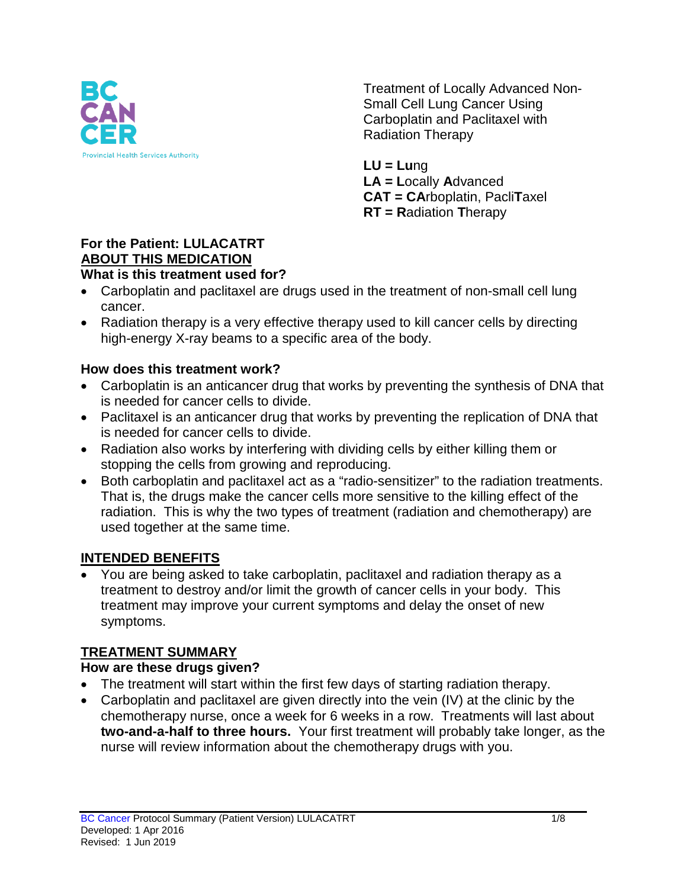BC CANCER
Provincial Health Services Authority

Treatment of Locally Advanced Non-Small Cell Lung Cancer Using Carboplatin and Paclitaxel with Radiation Therapy

**LU = Lu**ng
**LA = L**ocally **A**dvanced
**CAT = CA**rboplatin, Pacli**T**axel
**RT = R**adiation **T**herapy

**For the Patient: LULACATRT**

## ABOUT THIS MEDICATION

### What is this treatment used for?

- Carboplatin and paclitaxel are drugs used in the treatment of non-small cell lung cancer.
- Radiation therapy is a very effective therapy used to kill cancer cells by directing high-energy X-ray beams to a specific area of the body.

### How does this treatment work?

- Carboplatin is an anticancer drug that works by preventing the synthesis of DNA that is needed for cancer cells to divide.
- Paclitaxel is an anticancer drug that works by preventing the replication of DNA that is needed for cancer cells to divide.
- Radiation also works by interfering with dividing cells by either killing them or stopping the cells from growing and reproducing.
- Both carboplatin and paclitaxel act as a "radio-sensitizer" to the radiation treatments. That is, the drugs make the cancer cells more sensitive to the killing effect of the radiation. This is why the two types of treatment (radiation and chemotherapy) are used together at the same time.

## INTENDED BENEFITS

- You are being asked to take carboplatin, paclitaxel and radiation therapy as a treatment to destroy and/or limit the growth of cancer cells in your body. This treatment may improve your current symptoms and delay the onset of new symptoms.

## TREATMENT SUMMARY

### How are these drugs given?

- The treatment will start within the first few days of starting radiation therapy.
- Carboplatin and paclitaxel are given directly into the vein (IV) at the clinic by the chemotherapy nurse, once a week for 6 weeks in a row. Treatments will last about **two-and-a-half to three hours.** Your first treatment will probably take longer, as the nurse will review information about the chemotherapy drugs with you.

BC Cancer Protocol Summary (Patient Version) LULACATRT
Developed: 1 Apr 2016
Revised: 1 Jun 2019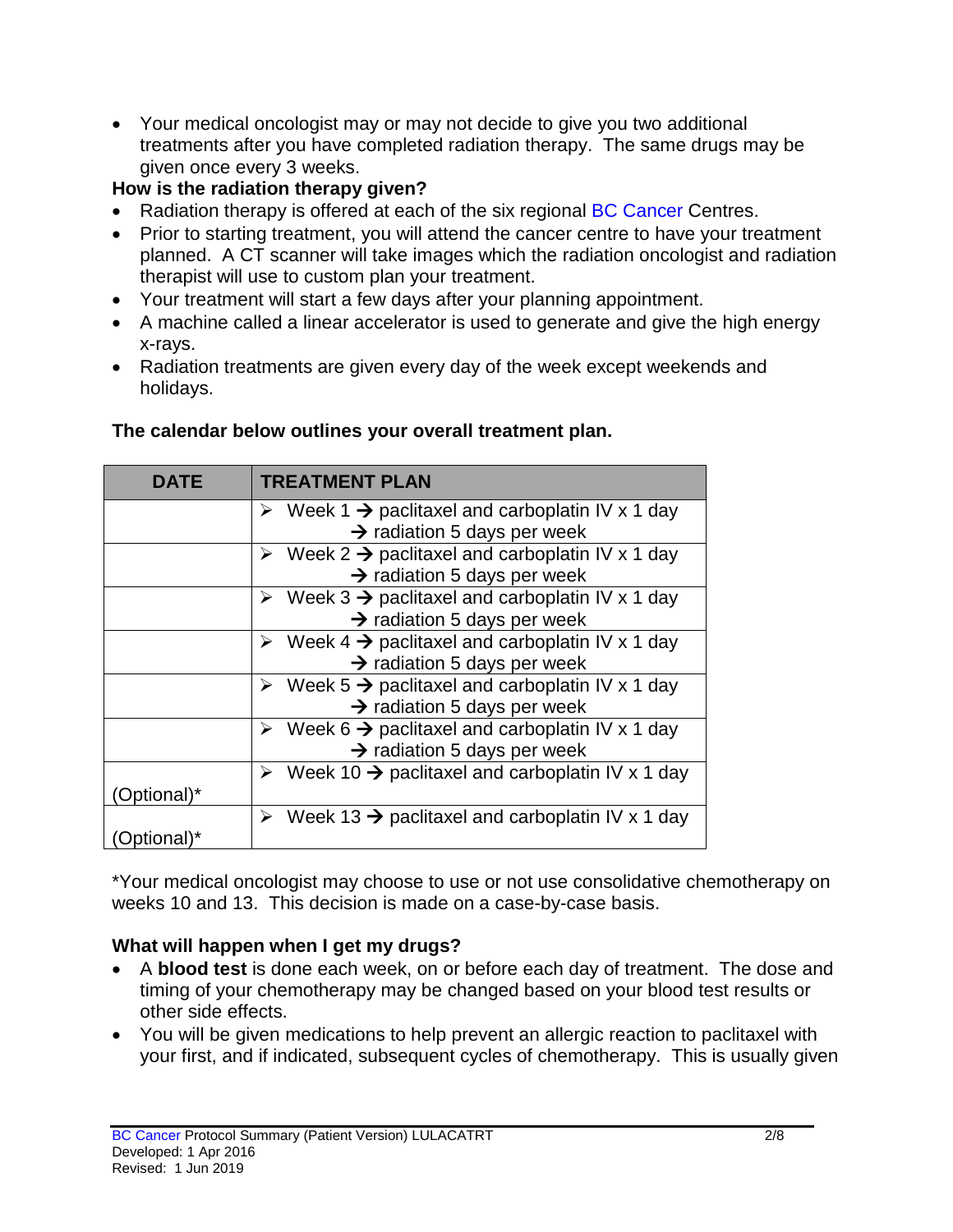- Your medical oncologist may or may not decide to give you two additional treatments after you have completed radiation therapy. The same drugs may be given once every 3 weeks.

**How is the radiation therapy given?**

- Radiation therapy is offered at each of the six regional BC Cancer Centres.
- Prior to starting treatment, you will attend the cancer centre to have your treatment planned. A CT scanner will take images which the radiation oncologist and radiation therapist will use to custom plan your treatment.
- Your treatment will start a few days after your planning appointment.
- A machine called a linear accelerator is used to generate and give the high energy x-rays.
- Radiation treatments are given every day of the week except weekends and holidays.

**The calendar below outlines your overall treatment plan.**

| DATE | TREATMENT PLAN |
|---|---|
| | ➢ Week 1 → paclitaxel and carboplatin IV x 1 day → radiation 5 days per week |
| | ➢ Week 2 → paclitaxel and carboplatin IV x 1 day → radiation 5 days per week |
| | ➢ Week 3 → paclitaxel and carboplatin IV x 1 day → radiation 5 days per week |
| | ➢ Week 4 → paclitaxel and carboplatin IV x 1 day → radiation 5 days per week |
| | ➢ Week 5 → paclitaxel and carboplatin IV x 1 day → radiation 5 days per week |
| | ➢ Week 6 → paclitaxel and carboplatin IV x 1 day → radiation 5 days per week |
| (Optional)* | ➢ Week 10 → paclitaxel and carboplatin IV x 1 day |
| (Optional)* | ➢ Week 13 → paclitaxel and carboplatin IV x 1 day |

*Your medical oncologist may choose to use or not use consolidative chemotherapy on weeks 10 and 13. This decision is made on a case-by-case basis.

**What will happen when I get my drugs?**

- A **blood test** is done each week, on or before each day of treatment. The dose and timing of your chemotherapy may be changed based on your blood test results or other side effects.
- You will be given medications to help prevent an allergic reaction to paclitaxel with your first, and if indicated, subsequent cycles of chemotherapy. This is usually given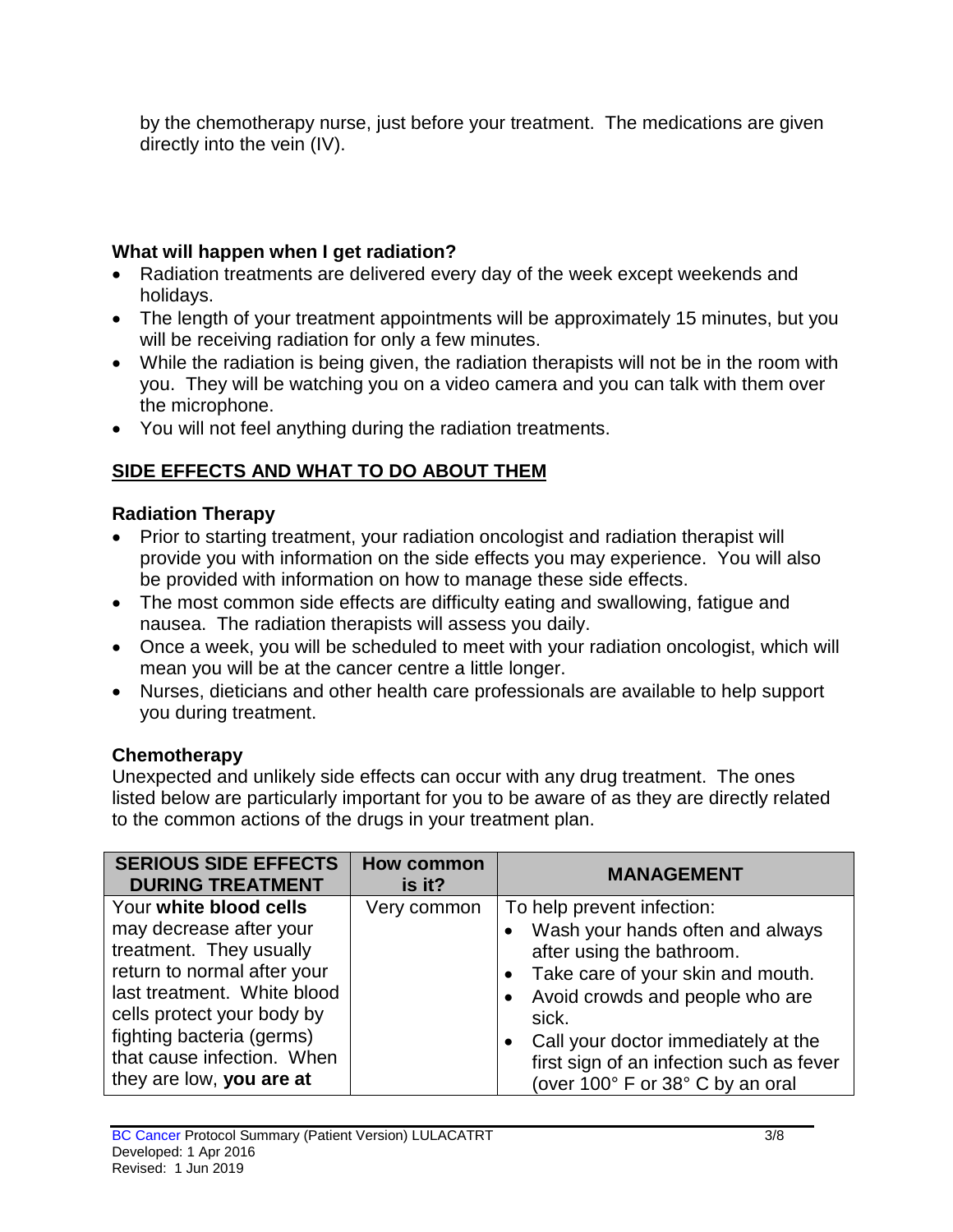by the chemotherapy nurse, just before your treatment. The medications are given directly into the vein (IV).

**What will happen when I get radiation?**

- Radiation treatments are delivered every day of the week except weekends and holidays.
- The length of your treatment appointments will be approximately 15 minutes, but you will be receiving radiation for only a few minutes.
- While the radiation is being given, the radiation therapists will not be in the room with you. They will be watching you on a video camera and you can talk with them over the microphone.
- You will not feel anything during the radiation treatments.

## SIDE EFFECTS AND WHAT TO DO ABOUT THEM

**Radiation Therapy**

- Prior to starting treatment, your radiation oncologist and radiation therapist will provide you with information on the side effects you may experience. You will also be provided with information on how to manage these side effects.
- The most common side effects are difficulty eating and swallowing, fatigue and nausea. The radiation therapists will assess you daily.
- Once a week, you will be scheduled to meet with your radiation oncologist, which will mean you will be at the cancer centre a little longer.
- Nurses, dieticians and other health care professionals are available to help support you during treatment.

**Chemotherapy**

Unexpected and unlikely side effects can occur with any drug treatment. The ones listed below are particularly important for you to be aware of as they are directly related to the common actions of the drugs in your treatment plan.

| SERIOUS SIDE EFFECTS DURING TREATMENT | How common is it? | MANAGEMENT |
|---|---|---|
| Your **white blood cells** may decrease after your treatment. They usually return to normal after your last treatment. White blood cells protect your body by fighting bacteria (germs) that cause infection. When they are low, **you are at** | Very common | To help prevent infection:<br>• Wash your hands often and always after using the bathroom.<br>• Take care of your skin and mouth.<br>• Avoid crowds and people who are sick.<br>• Call your doctor immediately at the first sign of an infection such as fever (over 100° F or 38° C by an oral |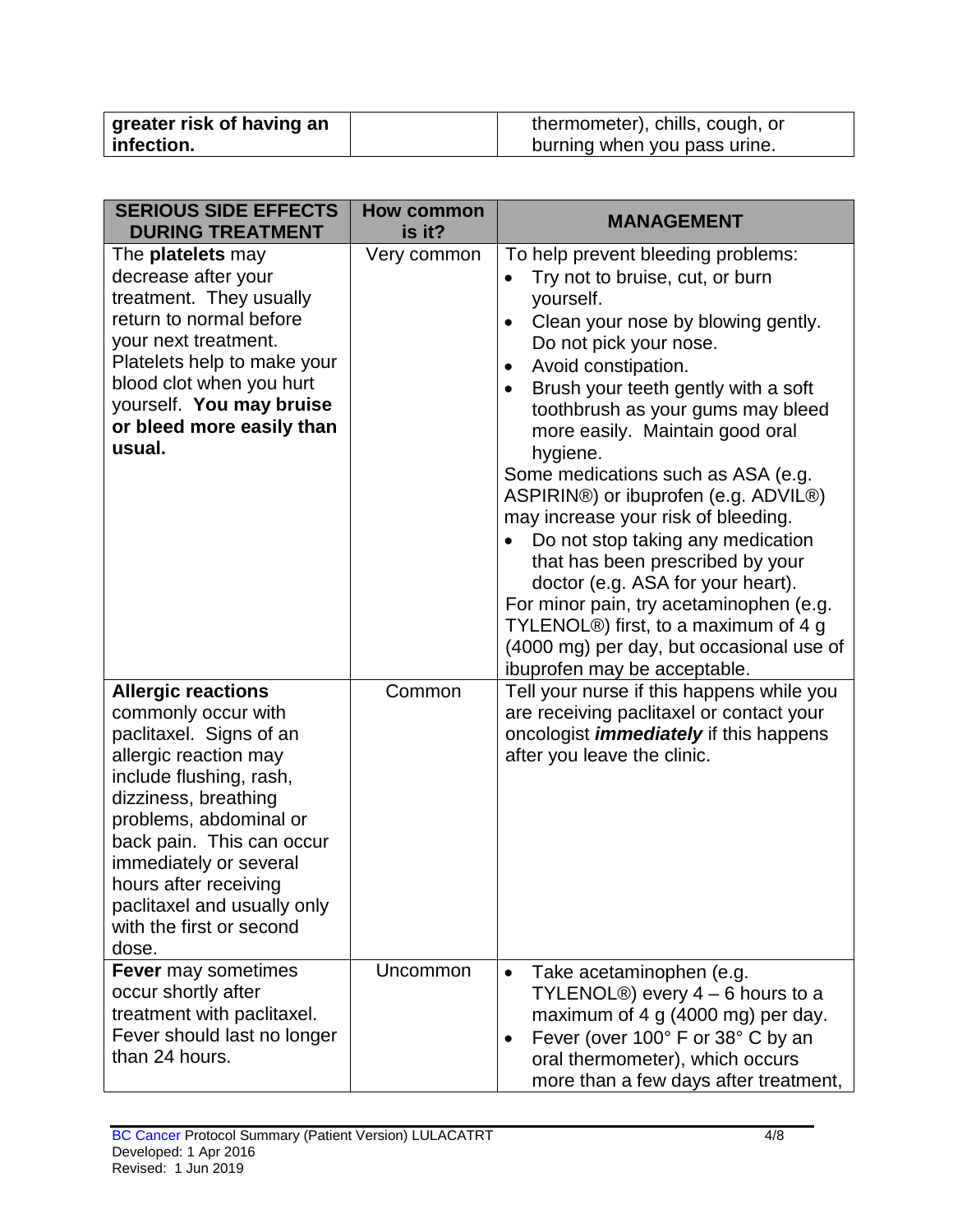| | | |
|---|---|---|
| **greater risk of having an infection.** | | thermometer), chills, cough, or burning when you pass urine. |

| SERIOUS SIDE EFFECTS DURING TREATMENT | How common is it? | MANAGEMENT |
|---|---|---|
| The **platelets** may decrease after your treatment. They usually return to normal before your next treatment. Platelets help to make your blood clot when you hurt yourself. **You may bruise or bleed more easily than usual.** | Very common | To help prevent bleeding problems:<br>• Try not to bruise, cut, or burn yourself.<br>• Clean your nose by blowing gently. Do not pick your nose.<br>• Avoid constipation.<br>• Brush your teeth gently with a soft toothbrush as your gums may bleed more easily. Maintain good oral hygiene.<br>Some medications such as ASA (e.g. ASPIRIN®) or ibuprofen (e.g. ADVIL®) may increase your risk of bleeding.<br>• Do not stop taking any medication that has been prescribed by your doctor (e.g. ASA for your heart).<br>For minor pain, try acetaminophen (e.g. TYLENOL®) first, to a maximum of 4 g (4000 mg) per day, but occasional use of ibuprofen may be acceptable. |
| **Allergic reactions** commonly occur with paclitaxel. Signs of an allergic reaction may include flushing, rash, dizziness, breathing problems, abdominal or back pain. This can occur immediately or several hours after receiving paclitaxel and usually only with the first or second dose. | Common | Tell your nurse if this happens while you are receiving paclitaxel or contact your oncologist ***immediately*** if this happens after you leave the clinic. |
| **Fever** may sometimes occur shortly after treatment with paclitaxel. Fever should last no longer than 24 hours. | Uncommon | • Take acetaminophen (e.g. TYLENOL®) every 4 – 6 hours to a maximum of 4 g (4000 mg) per day.<br>• Fever (over 100° F or 38° C by an oral thermometer), which occurs more than a few days after treatment, |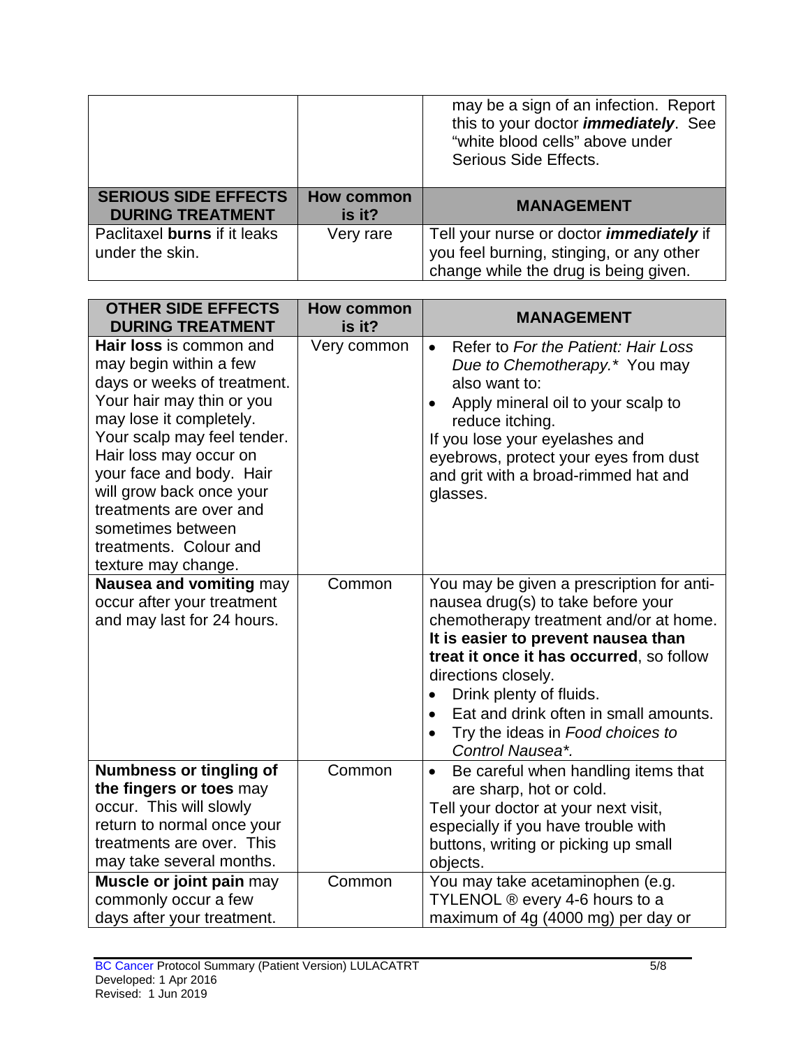| | | |
|---|---|---|
| | | may be a sign of an infection. Report this to your doctor ***immediately***. See "white blood cells" above under Serious Side Effects. |

| SERIOUS SIDE EFFECTS DURING TREATMENT | How common is it? | MANAGEMENT |
|---|---|---|
| Paclitaxel **burns** if it leaks under the skin. | Very rare | Tell your nurse or doctor ***immediately*** if you feel burning, stinging, or any other change while the drug is being given. |

| OTHER SIDE EFFECTS DURING TREATMENT | How common is it? | MANAGEMENT |
|---|---|---|
| **Hair loss** is common and may begin within a few days or weeks of treatment. Your hair may thin or you may lose it completely. Your scalp may feel tender. Hair loss may occur on your face and body. Hair will grow back once your treatments are over and sometimes between treatments. Colour and texture may change. | Very common | • Refer to *For the Patient: Hair Loss Due to Chemotherapy.** You may also want to: <br> • Apply mineral oil to your scalp to reduce itching. <br> If you lose your eyelashes and eyebrows, protect your eyes from dust and grit with a broad-rimmed hat and glasses. |
| **Nausea and vomiting** may occur after your treatment and may last for 24 hours. | Common | You may be given a prescription for anti-nausea drug(s) to take before your chemotherapy treatment and/or at home. **It is easier to prevent nausea than treat it once it has occurred**, so follow directions closely. <br> • Drink plenty of fluids. <br> • Eat and drink often in small amounts. <br> • Try the ideas in *Food choices to Control Nausea**. |
| **Numbness or tingling of the fingers or toes** may occur. This will slowly return to normal once your treatments are over. This may take several months. | Common | • Be careful when handling items that are sharp, hot or cold. <br> Tell your doctor at your next visit, especially if you have trouble with buttons, writing or picking up small objects. |
| **Muscle or joint pain** may commonly occur a few days after your treatment. | Common | You may take acetaminophen (e.g. TYLENOL ® every 4-6 hours to a maximum of 4g (4000 mg) per day or |

BC Cancer Protocol Summary (Patient Version) LULACATRT
Developed: 1 Apr 2016
Revised: 1 Jun 2019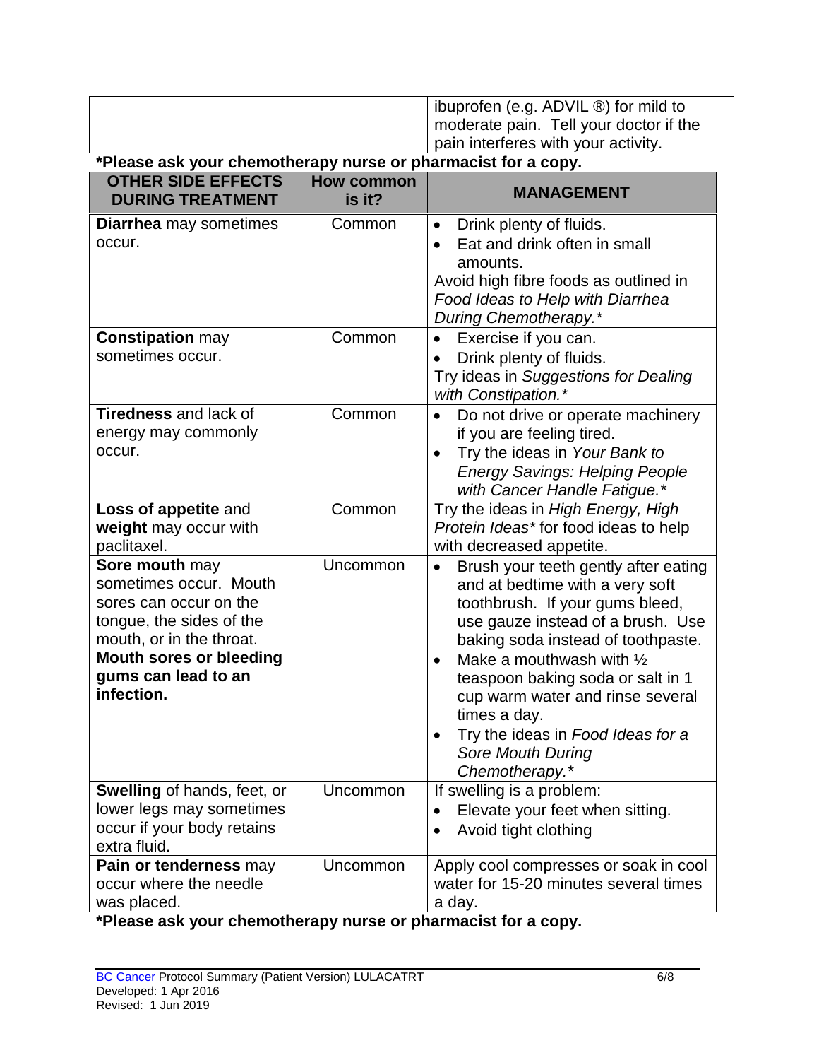| | | ibuprofen (e.g. ADVIL ®) for mild to moderate pain. Tell your doctor if the pain interferes with your activity. |
|---|---|---|

***Please ask your chemotherapy nurse or pharmacist for a copy.**

| OTHER SIDE EFFECTS DURING TREATMENT | How common is it? | MANAGEMENT |
|---|---|---|
| **Diarrhea** may sometimes occur. | Common | • Drink plenty of fluids.<br>• Eat and drink often in small amounts.<br>Avoid high fibre foods as outlined in *Food Ideas to Help with Diarrhea During Chemotherapy.** |
| **Constipation** may sometimes occur. | Common | • Exercise if you can.<br>• Drink plenty of fluids.<br>Try ideas in *Suggestions for Dealing with Constipation.** |
| **Tiredness** and lack of energy may commonly occur. | Common | • Do not drive or operate machinery if you are feeling tired.<br>• Try the ideas in *Your Bank to Energy Savings: Helping People with Cancer Handle Fatigue.** |
| **Loss of appetite** and **weight** may occur with paclitaxel. | Common | Try the ideas in *High Energy, High Protein Ideas** for food ideas to help with decreased appetite. |
| **Sore mouth** may sometimes occur. Mouth sores can occur on the tongue, the sides of the mouth, or in the throat. **Mouth sores or bleeding gums can lead to an infection.** | Uncommon | • Brush your teeth gently after eating and at bedtime with a very soft toothbrush. If your gums bleed, use gauze instead of a brush. Use baking soda instead of toothpaste.<br>• Make a mouthwash with ½ teaspoon baking soda or salt in 1 cup warm water and rinse several times a day.<br>• Try the ideas in *Food Ideas for a Sore Mouth During Chemotherapy.** |
| **Swelling** of hands, feet, or lower legs may sometimes occur if your body retains extra fluid. | Uncommon | If swelling is a problem:<br>• Elevate your feet when sitting.<br>• Avoid tight clothing |
| **Pain or tenderness** may occur where the needle was placed. | Uncommon | Apply cool compresses or soak in cool water for 15-20 minutes several times a day. |

***Please ask your chemotherapy nurse or pharmacist for a copy.**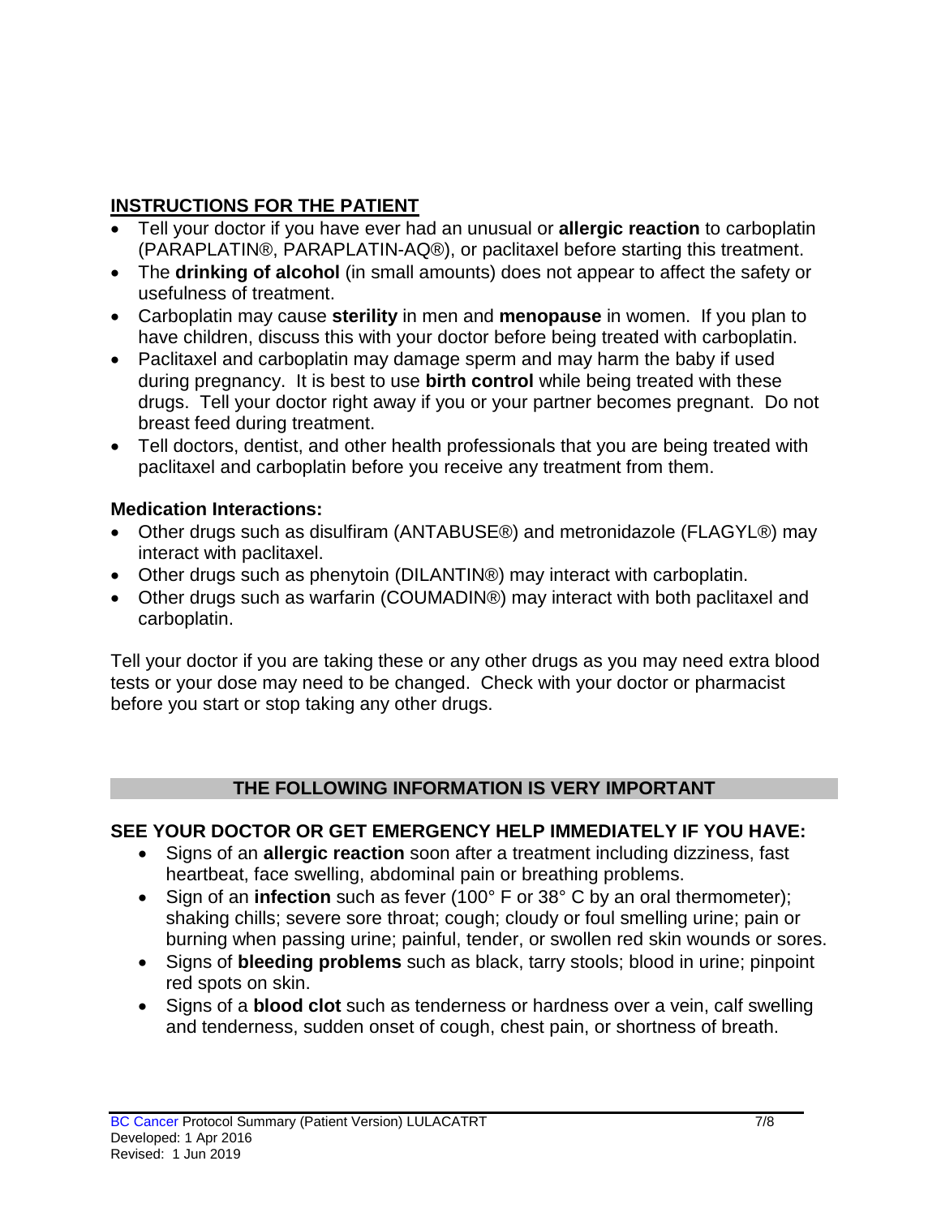## INSTRUCTIONS FOR THE PATIENT

- Tell your doctor if you have ever had an unusual or **allergic reaction** to carboplatin (PARAPLATIN®, PARAPLATIN-AQ®), or paclitaxel before starting this treatment.
- The **drinking of alcohol** (in small amounts) does not appear to affect the safety or usefulness of treatment.
- Carboplatin may cause **sterility** in men and **menopause** in women. If you plan to have children, discuss this with your doctor before being treated with carboplatin.
- Paclitaxel and carboplatin may damage sperm and may harm the baby if used during pregnancy. It is best to use **birth control** while being treated with these drugs. Tell your doctor right away if you or your partner becomes pregnant. Do not breast feed during treatment.
- Tell doctors, dentist, and other health professionals that you are being treated with paclitaxel and carboplatin before you receive any treatment from them.

**Medication Interactions:**

- Other drugs such as disulfiram (ANTABUSE®) and metronidazole (FLAGYL®) may interact with paclitaxel.
- Other drugs such as phenytoin (DILANTIN®) may interact with carboplatin.
- Other drugs such as warfarin (COUMADIN®) may interact with both paclitaxel and carboplatin.

Tell your doctor if you are taking these or any other drugs as you may need extra blood tests or your dose may need to be changed. Check with your doctor or pharmacist before you start or stop taking any other drugs.

### THE FOLLOWING INFORMATION IS VERY IMPORTANT

**SEE YOUR DOCTOR OR GET EMERGENCY HELP IMMEDIATELY IF YOU HAVE:**

- Signs of an **allergic reaction** soon after a treatment including dizziness, fast heartbeat, face swelling, abdominal pain or breathing problems.
- Sign of an **infection** such as fever (100° F or 38° C by an oral thermometer); shaking chills; severe sore throat; cough; cloudy or foul smelling urine; pain or burning when passing urine; painful, tender, or swollen red skin wounds or sores.
- Signs of **bleeding problems** such as black, tarry stools; blood in urine; pinpoint red spots on skin.
- Signs of a **blood clot** such as tenderness or hardness over a vein, calf swelling and tenderness, sudden onset of cough, chest pain, or shortness of breath.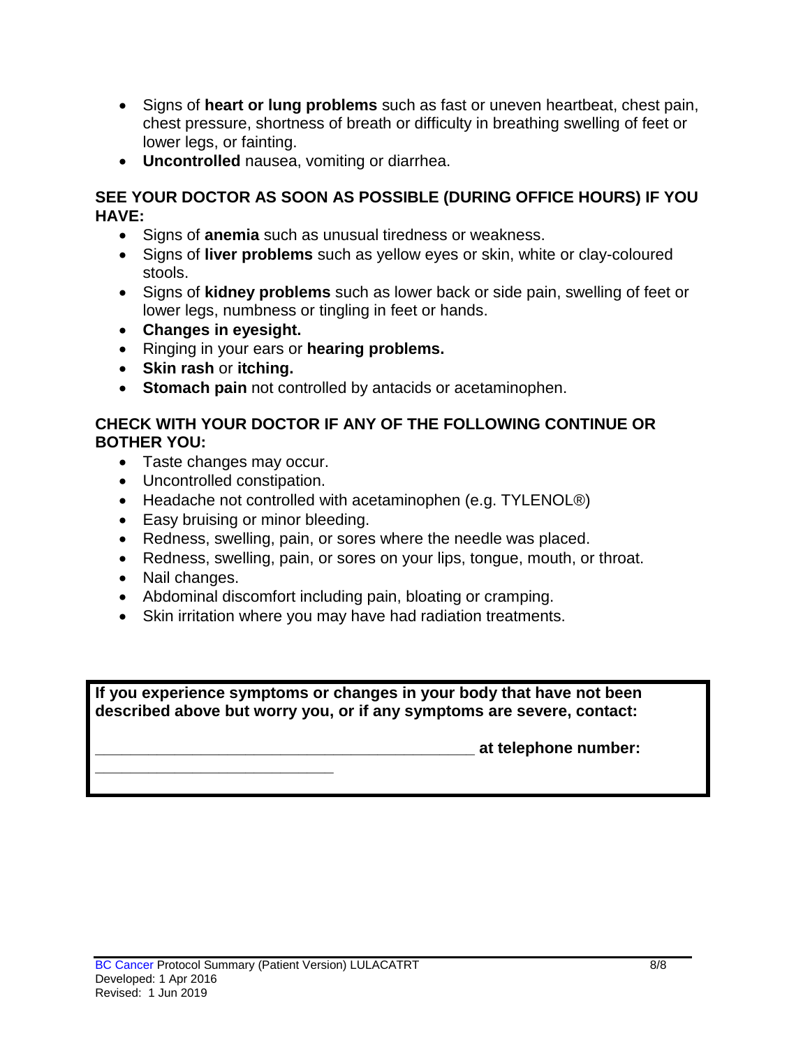- Signs of **heart or lung problems** such as fast or uneven heartbeat, chest pain, chest pressure, shortness of breath or difficulty in breathing swelling of feet or lower legs, or fainting.
- **Uncontrolled** nausea, vomiting or diarrhea.

**SEE YOUR DOCTOR AS SOON AS POSSIBLE (DURING OFFICE HOURS) IF YOU HAVE:**

- Signs of **anemia** such as unusual tiredness or weakness.
- Signs of **liver problems** such as yellow eyes or skin, white or clay-coloured stools.
- Signs of **kidney problems** such as lower back or side pain, swelling of feet or lower legs, numbness or tingling in feet or hands.
- **Changes in eyesight.**
- Ringing in your ears or **hearing problems.**
- **Skin rash** or **itching.**
- **Stomach pain** not controlled by antacids or acetaminophen.

**CHECK WITH YOUR DOCTOR IF ANY OF THE FOLLOWING CONTINUE OR BOTHER YOU:**

- Taste changes may occur.
- Uncontrolled constipation.
- Headache not controlled with acetaminophen (e.g. TYLENOL®)
- Easy bruising or minor bleeding.
- Redness, swelling, pain, or sores where the needle was placed.
- Redness, swelling, pain, or sores on your lips, tongue, mouth, or throat.
- Nail changes.
- Abdominal discomfort including pain, bloating or cramping.
- Skin irritation where you may have had radiation treatments.

**If you experience symptoms or changes in your body that have not been described above but worry you, or if any symptoms are severe, contact:**

**_____________________________________________ at telephone number:**
**____________________________**

BC Cancer Protocol Summary (Patient Version) LULACATRT
Developed: 1 Apr 2016
Revised: 1 Jun 2019